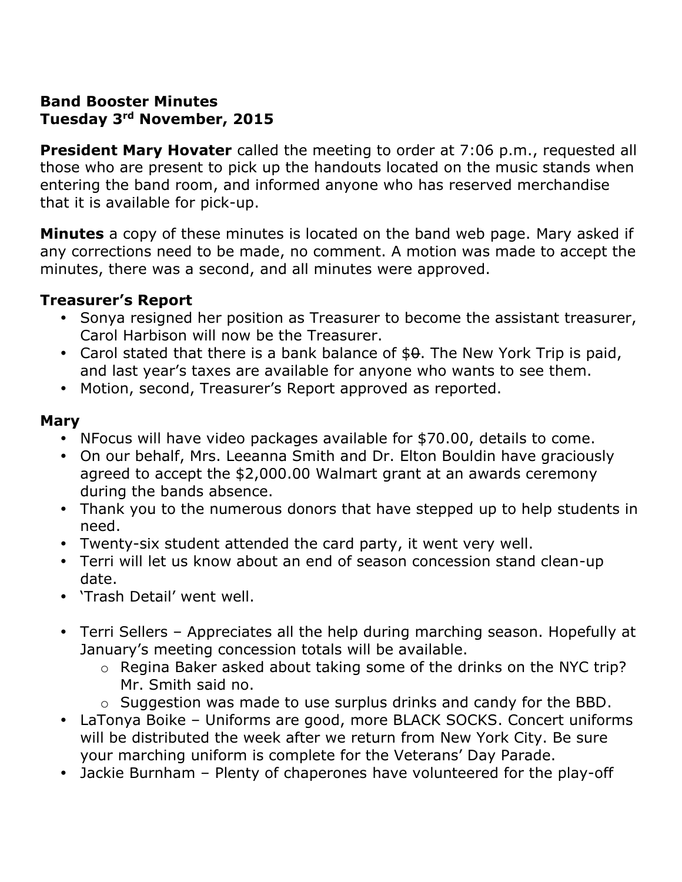**Band Booster Minutes**
**Tuesday 3rd November, 2015**

**President Mary Hovater** called the meeting to order at 7:06 p.m., requested all those who are present to pick up the handouts located on the music stands when entering the band room, and informed anyone who has reserved merchandise that it is available for pick-up.

**Minutes** a copy of these minutes is located on the band web page. Mary asked if any corrections need to be made, no comment. A motion was made to accept the minutes, there was a second, and all minutes were approved.

### Treasurer's Report

- Sonya resigned her position as Treasurer to become the assistant treasurer, Carol Harbison will now be the Treasurer.
- Carol stated that there is a bank balance of $~~0~~. The New York Trip is paid, and last year's taxes are available for anyone who wants to see them.
- Motion, second, Treasurer's Report approved as reported.

### Mary

- NFocus will have video packages available for $70.00, details to come.
- On our behalf, Mrs. Leeanna Smith and Dr. Elton Bouldin have graciously agreed to accept the $2,000.00 Walmart grant at an awards ceremony during the bands absence.
- Thank you to the numerous donors that have stepped up to help students in need.
- Twenty-six student attended the card party, it went very well.
- Terri will let us know about an end of season concession stand clean-up date.
- 'Trash Detail' went well.

- Terri Sellers – Appreciates all the help during marching season. Hopefully at January's meeting concession totals will be available.
  - Regina Baker asked about taking some of the drinks on the NYC trip? Mr. Smith said no.
  - Suggestion was made to use surplus drinks and candy for the BBD.
- LaTonya Boike – Uniforms are good, more BLACK SOCKS. Concert uniforms will be distributed the week after we return from New York City. Be sure your marching uniform is complete for the Veterans' Day Parade.
- Jackie Burnham – Plenty of chaperones have volunteered for the play-off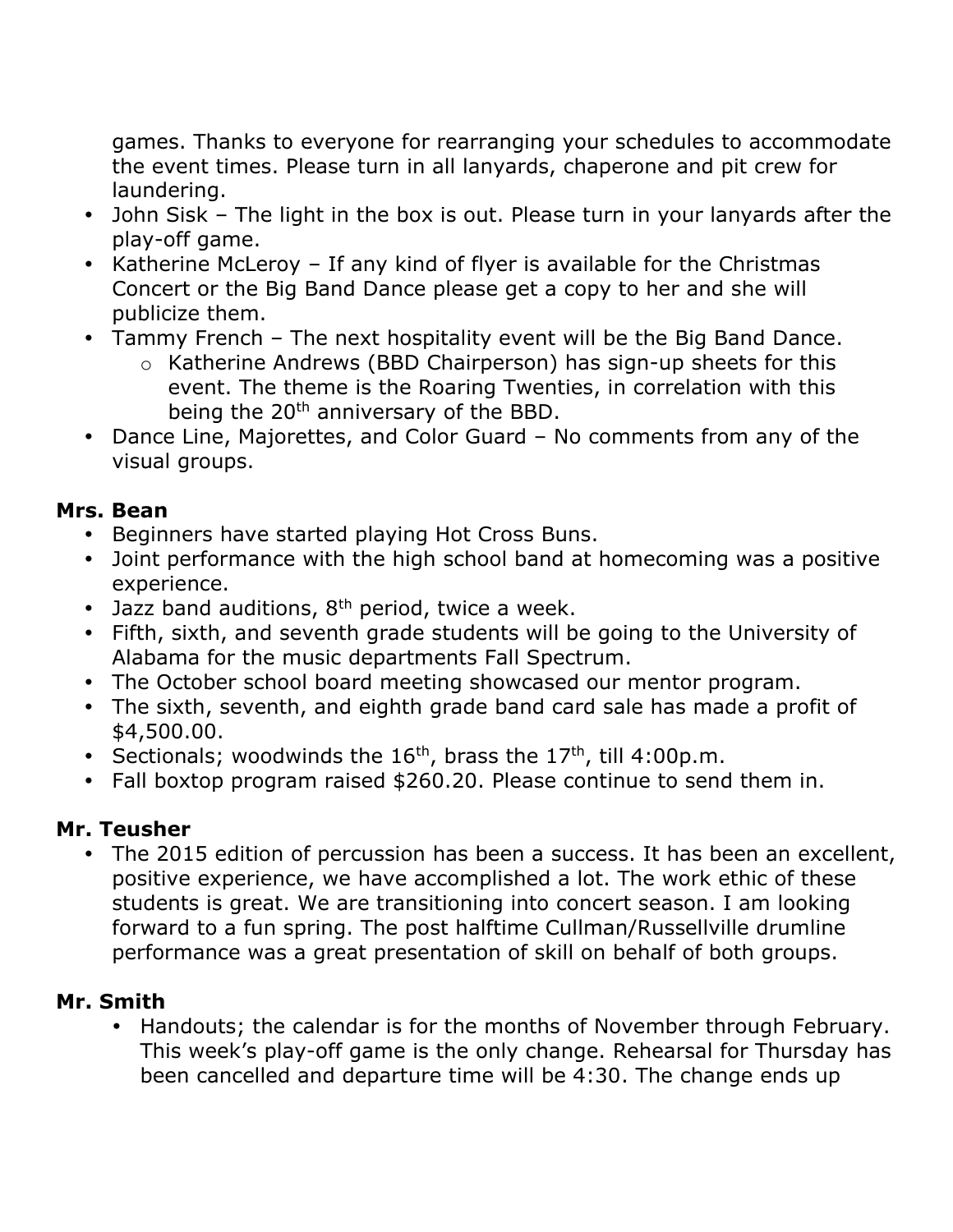games. Thanks to everyone for rearranging your schedules to accommodate the event times. Please turn in all lanyards, chaperone and pit crew for laundering.

- John Sisk – The light in the box is out. Please turn in your lanyards after the play-off game.
- Katherine McLeroy – If any kind of flyer is available for the Christmas Concert or the Big Band Dance please get a copy to her and she will publicize them.
- Tammy French – The next hospitality event will be the Big Band Dance.
  - Katherine Andrews (BBD Chairperson) has sign-up sheets for this event. The theme is the Roaring Twenties, in correlation with this being the 20th anniversary of the BBD.
- Dance Line, Majorettes, and Color Guard – No comments from any of the visual groups.

**Mrs. Bean**

- Beginners have started playing Hot Cross Buns.
- Joint performance with the high school band at homecoming was a positive experience.
- Jazz band auditions, 8th period, twice a week.
- Fifth, sixth, and seventh grade students will be going to the University of Alabama for the music departments Fall Spectrum.
- The October school board meeting showcased our mentor program.
- The sixth, seventh, and eighth grade band card sale has made a profit of $4,500.00.
- Sectionals; woodwinds the 16th, brass the 17th, till 4:00p.m.
- Fall boxtop program raised $260.20. Please continue to send them in.

**Mr. Teusher**

- The 2015 edition of percussion has been a success. It has been an excellent, positive experience, we have accomplished a lot. The work ethic of these students is great. We are transitioning into concert season. I am looking forward to a fun spring. The post halftime Cullman/Russellville drumline performance was a great presentation of skill on behalf of both groups.

**Mr. Smith**

- Handouts; the calendar is for the months of November through February. This week's play-off game is the only change. Rehearsal for Thursday has been cancelled and departure time will be 4:30. The change ends up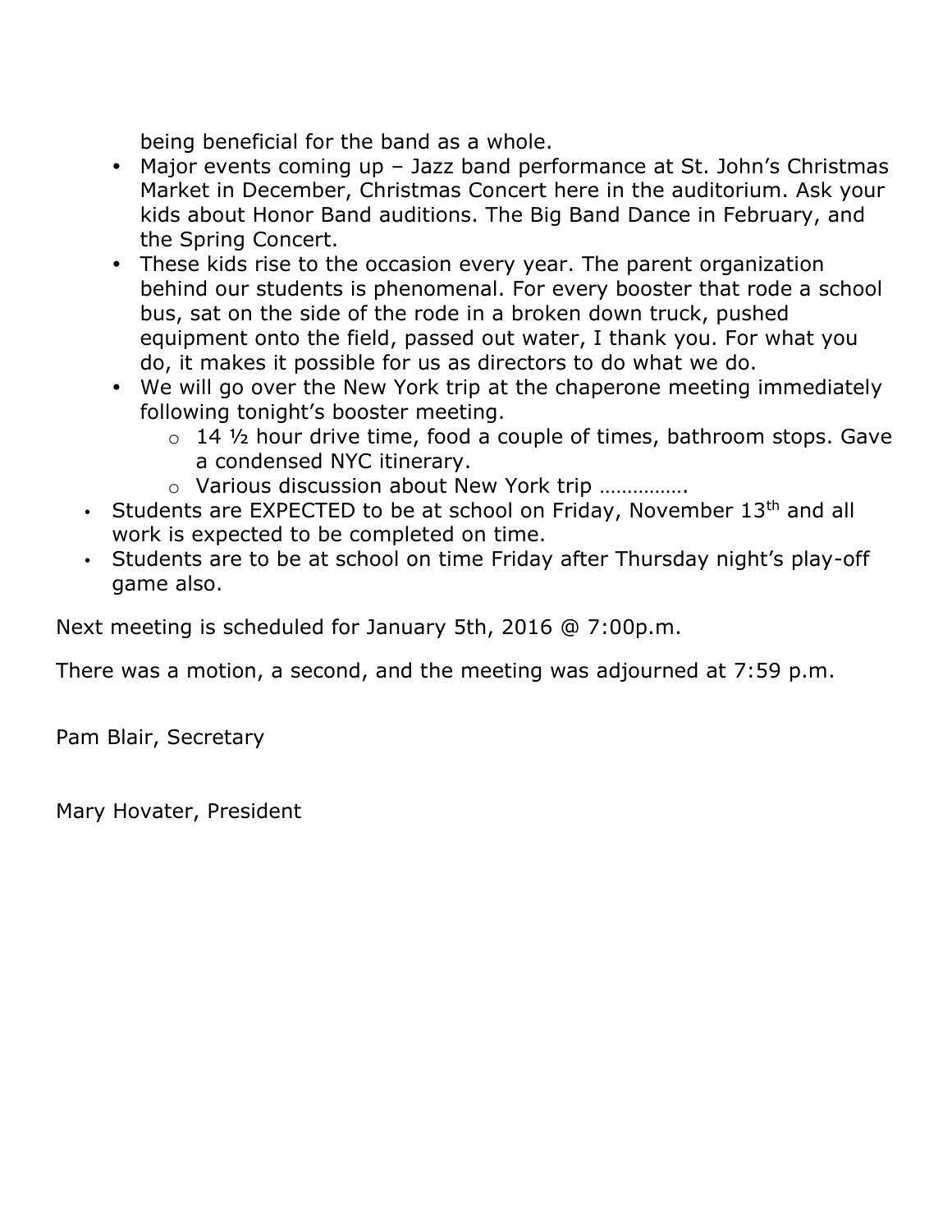being beneficial for the band as a whole.

- Major events coming up – Jazz band performance at St. John's Christmas Market in December, Christmas Concert here in the auditorium. Ask your kids about Honor Band auditions. The Big Band Dance in February, and the Spring Concert.
- These kids rise to the occasion every year. The parent organization behind our students is phenomenal. For every booster that rode a school bus, sat on the side of the rode in a broken down truck, pushed equipment onto the field, passed out water, I thank you. For what you do, it makes it possible for us as directors to do what we do.
- We will go over the New York trip at the chaperone meeting immediately following tonight's booster meeting.
  - 14 ½ hour drive time, food a couple of times, bathroom stops. Gave a condensed NYC itinerary.
  - Various discussion about New York trip …………….

- Students are EXPECTED to be at school on Friday, November 13th and all work is expected to be completed on time.
- Students are to be at school on time Friday after Thursday night's play-off game also.

Next meeting is scheduled for January 5th, 2016 @ 7:00p.m.

There was a motion, a second, and the meeting was adjourned at 7:59 p.m.

Pam Blair, Secretary

Mary Hovater, President